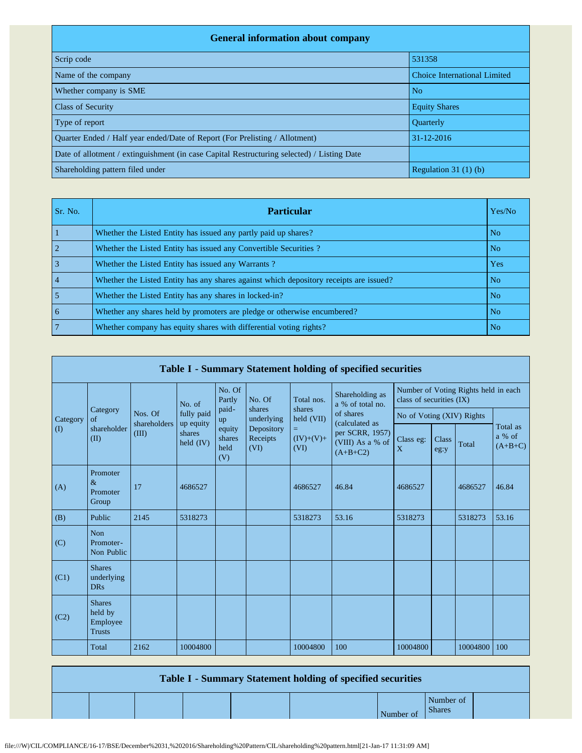## General information about company

| General information about company | |
|---|---|
| Scrip code | 531358 |
| Name of the company | Choice International Limited |
| Whether company is SME | No |
| Class of Security | Equity Shares |
| Type of report | Quarterly |
| Quarter Ended / Half year ended/Date of Report (For Prelisting / Allotment) | 31-12-2016 |
| Date of allotment / extinguishment (in case Capital Restructuring selected) / Listing Date | |
| Shareholding pattern filed under | Regulation 31 (1) (b) |

| Sr. No. | Particular | Yes/No |
|---|---|---|
| 1 | Whether the Listed Entity has issued any partly paid up shares? | No |
| 2 | Whether the Listed Entity has issued any Convertible Securities ? | No |
| 3 | Whether the Listed Entity has issued any Warrants ? | Yes |
| 4 | Whether the Listed Entity has any shares against which depository receipts are issued? | No |
| 5 | Whether the Listed Entity has any shares in locked-in? | No |
| 6 | Whether any shares held by promoters are pledge or otherwise encumbered? | No |
| 7 | Whether company has equity shares with differential voting rights? | No |

## Table I - Summary Statement holding of specified securities

| Category (I) | Category of shareholder (II) | Nos. Of shareholders (III) | No. of fully paid up equity shares held (IV) | No. Of Partly paid-up equity shares held (V) | No. Of shares underlying Depository Receipts (VI) | Total nos. shares held (VII) = (IV)+(V)+ (VI) | Shareholding as a % of total no. of shares (calculated as per SCRR, 1957) (VIII) As a % of (A+B+C2) | Number of Voting Rights held in each class of securities (IX) | | | |
|---|---|---|---|---|---|---|---|---|---|---|---|
| | | | | | | | | No of Voting (XIV) Rights | | | Total as a % of (A+B+C) |
| | | | | | | | | Class eg: X | Class eg:y | Total | |
| (A) | Promoter & Promoter Group | 17 | 4686527 | | | 4686527 | 46.84 | 4686527 | | 4686527 | 46.84 |
| (B) | Public | 2145 | 5318273 | | | 5318273 | 53.16 | 5318273 | | 5318273 | 53.16 |
| (C) | Non Promoter- Non Public | | | | | | | | | | |
| (C1) | Shares underlying DRs | | | | | | | | | | |
| (C2) | Shares held by Employee Trusts | | | | | | | | | | |
| | Total | 2162 | 10004800 | | | 10004800 | 100 | 10004800 | | 10004800 | 100 |

## Table I - Summary Statement holding of specified securities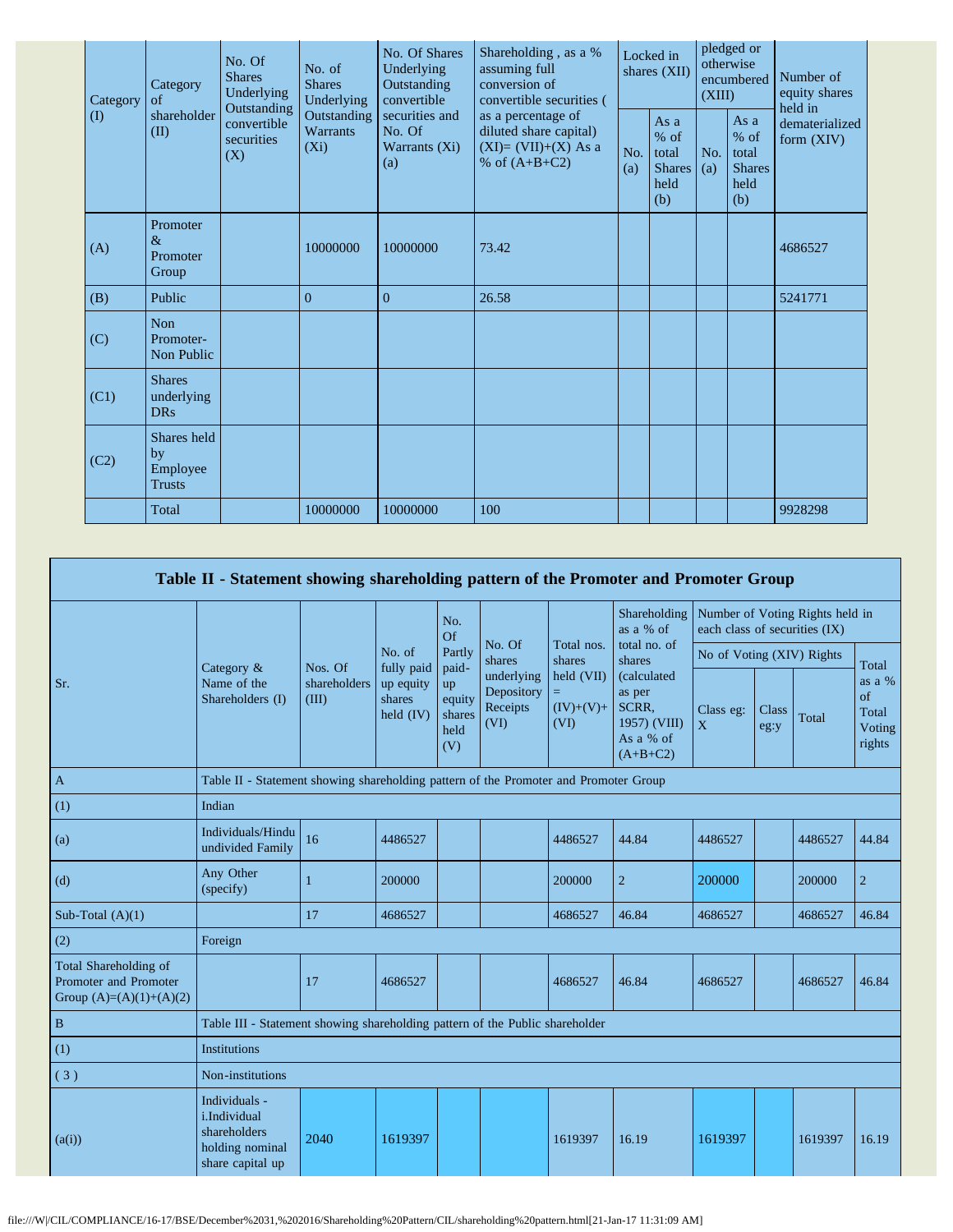| Category (I) | Category of shareholder (II) | No. Of Shares Underlying Outstanding convertible securities (X) | No. of Shares Underlying Outstanding Warrants (Xi) | No. Of Shares Underlying Outstanding convertible securities and No. Of Warrants (Xi) (a) | Shareholding , as a % assuming full conversion of convertible securities ( as a percentage of diluted share capital) (XI)= (VII)+(X) As a % of (A+B+C2) | Locked in shares (XII) | | pledged or otherwise encumbered (XIII) | | Number of equity shares held in dematerialized form (XIV) |
|---|---|---|---|---|---|---|---|---|---|---|
| | | | | | | No. (a) | As a % of total Shares held (b) | No. (a) | As a % of total Shares held (b) | |
| (A) | Promoter & Promoter Group | | 10000000 | 10000000 | 73.42 | | | | | 4686527 |
| (B) | Public | | 0 | 0 | 26.58 | | | | | 5241771 |
| (C) | Non Promoter- Non Public | | | | | | | | | |
| (C1) | Shares underlying DRs | | | | | | | | | |
| (C2) | Shares held by Employee Trusts | | | | | | | | | |
| | Total | | 10000000 | 10000000 | 100 | | | | | 9928298 |

## Table II - Statement showing shareholding pattern of the Promoter and Promoter Group

| Sr. | Category & Name of the Shareholders (I) | Nos. Of shareholders (III) | No. of fully paid up equity shares held (IV) | No. Of Partly paid-up equity shares held (V) | No. Of shares underlying Depository Receipts (VI) | Total nos. shares held (VII) = (IV)+(V)+ (VI) | Shareholding as a % of total no. of shares (calculated as per SCRR, 1957) (VIII) As a % of (A+B+C2) | Number of Voting Rights held in each class of securities (IX) | | | |
|---|---|---|---|---|---|---|---|---|---|---|---|
| | | | | | | | | No of Voting (XIV) Rights | | | Total as a % of Total Voting rights |
| | | | | | | | | Class eg: X | Class eg:y | Total | |
| A | Table II - Statement showing shareholding pattern of the Promoter and Promoter Group | | | | | | | | | | |
| (1) | Indian | | | | | | | | | | |
| (a) | Individuals/Hindu undivided Family | 16 | 4486527 | | | 4486527 | 44.84 | 4486527 | | 4486527 | 44.84 |
| (d) | Any Other (specify) | 1 | 200000 | | | 200000 | 2 | 200000 | | 200000 | 2 |
| Sub-Total (A)(1) | | 17 | 4686527 | | | 4686527 | 46.84 | 4686527 | | 4686527 | 46.84 |
| (2) | Foreign | | | | | | | | | | |
| Total Shareholding of Promoter and Promoter Group (A)=(A)(1)+(A)(2) | | 17 | 4686527 | | | 4686527 | 46.84 | 4686527 | | 4686527 | 46.84 |
| B | Table III - Statement showing shareholding pattern of the Public shareholder | | | | | | | | | | |
| (1) | Institutions | | | | | | | | | | |
| ( 3 ) | Non-institutions | | | | | | | | | | |
| (a(i)) | Individuals - i.Individual shareholders holding nominal share capital up | 2040 | 1619397 | | | 1619397 | 16.19 | 1619397 | | 1619397 | 16.19 |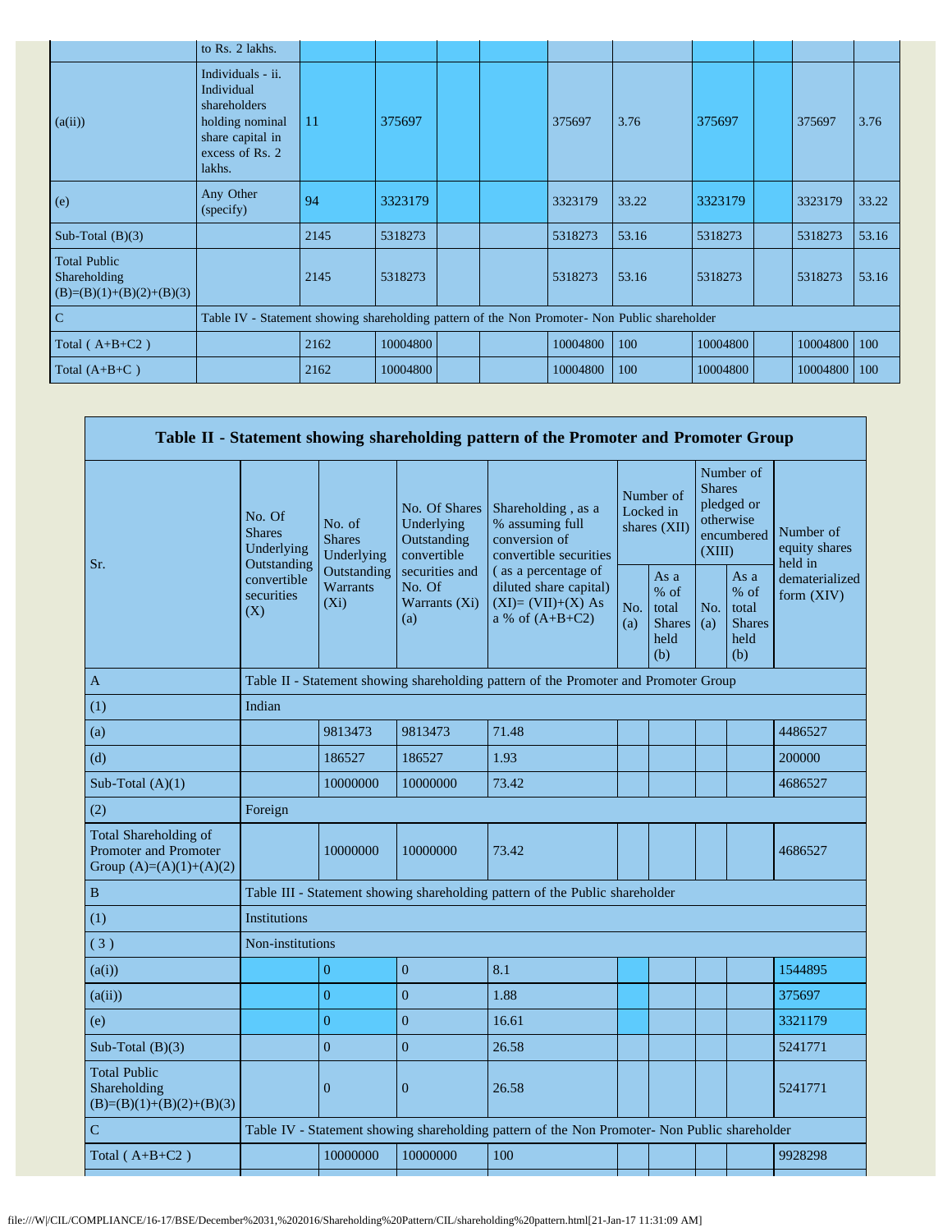| | | | | | | | | | | | |
|---|---|---|---|---|---|---|---|---|---|---|---|
| | to Rs. 2 lakhs. | | | | | | | | | | |
| (a(ii)) | Individuals - ii. Individual shareholders holding nominal share capital in excess of Rs. 2 lakhs. | 11 | 375697 | | | 375697 | 3.76 | 375697 | | 375697 | 3.76 |
| (e) | Any Other (specify) | 94 | 3323179 | | | 3323179 | 33.22 | 3323179 | | 3323179 | 33.22 |
| Sub-Total (B)(3) | | 2145 | 5318273 | | | 5318273 | 53.16 | 5318273 | | 5318273 | 53.16 |
| Total Public Shareholding (B)=(B)(1)+(B)(2)+(B)(3) | | 2145 | 5318273 | | | 5318273 | 53.16 | 5318273 | | 5318273 | 53.16 |
| C | Table IV - Statement showing shareholding pattern of the Non Promoter- Non Public shareholder | | | | | | | | | | |
| Total ( A+B+C2 ) | | 2162 | 10004800 | | | 10004800 | 100 | 10004800 | | 10004800 | 100 |
| Total (A+B+C ) | | 2162 | 10004800 | | | 10004800 | 100 | 10004800 | | 10004800 | 100 |

| Table II - Statement showing shareholding pattern of the Promoter and Promoter Group | | | | | | | | | |
|---|---|---|---|---|---|---|---|---|---|
| Sr. | No. Of Shares Underlying Outstanding convertible securities (X) | No. of Shares Underlying Outstanding Warrants (Xi) | No. Of Shares Underlying Outstanding convertible securities and No. Of Warrants (Xi) (a) | Shareholding , as a % assuming full conversion of convertible securities ( as a percentage of diluted share capital) (XI)= (VII)+(X) As a % of (A+B+C2) | Number of Locked in shares (XII) | | Number of Shares pledged or otherwise encumbered (XIII) | | Number of equity shares held in dematerialized form (XIV) |
| | | | | | No. (a) | As a % of total Shares held (b) | No. (a) | As a % of total Shares held (b) | |
| A | Table II - Statement showing shareholding pattern of the Promoter and Promoter Group | | | | | | | | |
| (1) | Indian | | | | | | | | |
| (a) | | 9813473 | 9813473 | 71.48 | | | | | 4486527 |
| (d) | | 186527 | 186527 | 1.93 | | | | | 200000 |
| Sub-Total (A)(1) | | 10000000 | 10000000 | 73.42 | | | | | 4686527 |
| (2) | Foreign | | | | | | | | |
| Total Shareholding of Promoter and Promoter Group (A)=(A)(1)+(A)(2) | | 10000000 | 10000000 | 73.42 | | | | | 4686527 |
| B | Table III - Statement showing shareholding pattern of the Public shareholder | | | | | | | | |
| (1) | Institutions | | | | | | | | |
| ( 3 ) | Non-institutions | | | | | | | | |
| (a(i)) | | 0 | 0 | 8.1 | | | | | 1544895 |
| (a(ii)) | | 0 | 0 | 1.88 | | | | | 375697 |
| (e) | | 0 | 0 | 16.61 | | | | | 3321179 |
| Sub-Total (B)(3) | | 0 | 0 | 26.58 | | | | | 5241771 |
| Total Public Shareholding (B)=(B)(1)+(B)(2)+(B)(3) | | 0 | 0 | 26.58 | | | | | 5241771 |
| C | Table IV - Statement showing shareholding pattern of the Non Promoter- Non Public shareholder | | | | | | | | |
| Total ( A+B+C2 ) | | 10000000 | 10000000 | 100 | | | | | 9928298 |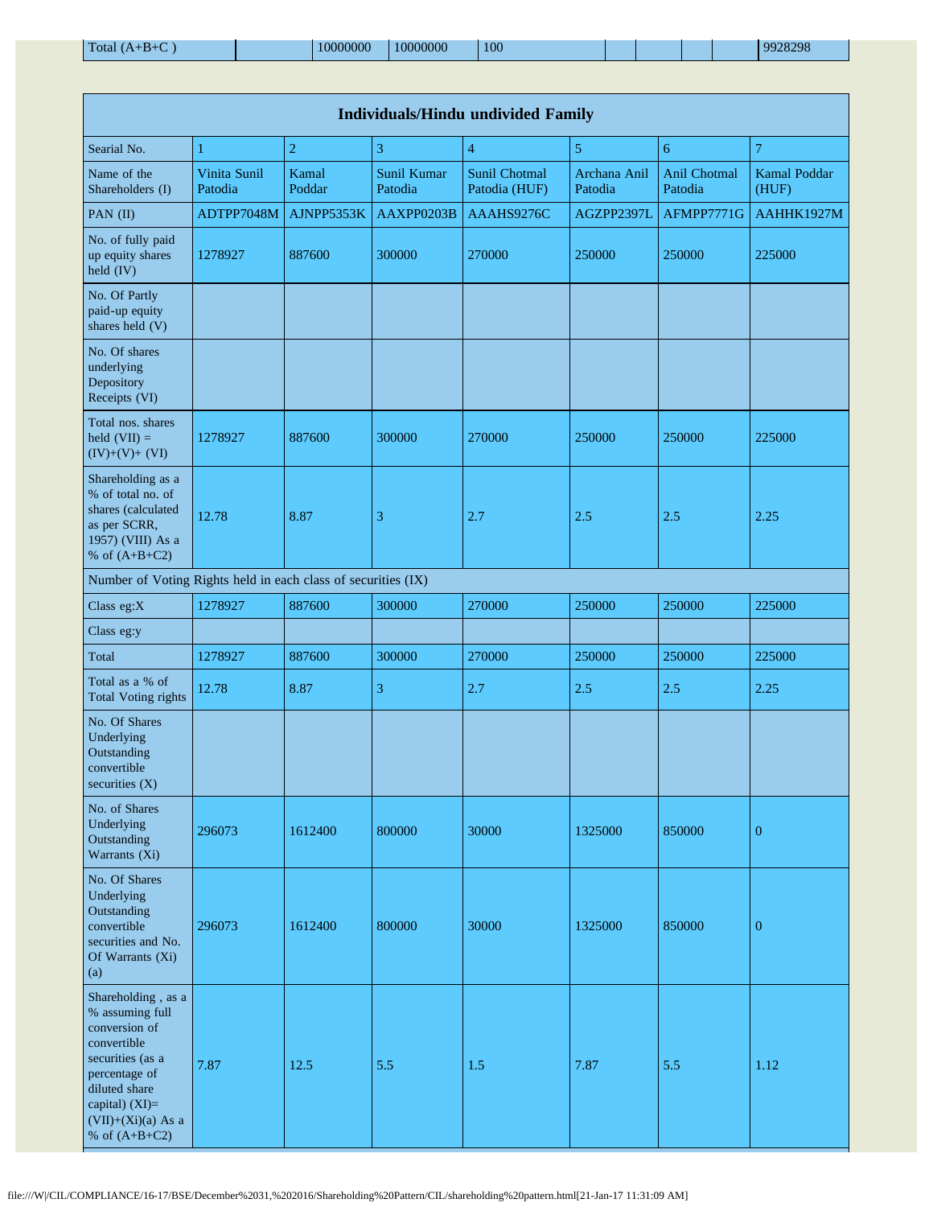| Total (A+B+C ) | | 10000000 | 10000000 | 100 | | | | | 9928298 |
|---|---|---|---|---|---|---|---|---|---|

| Individuals/Hindu undivided Family | | | | | | | |
|---|---|---|---|---|---|---|---|
| Searial No. | 1 | 2 | 3 | 4 | 5 | 6 | 7 |
| Name of the Shareholders (I) | Vinita Sunil Patodia | Kamal Poddar | Sunil Kumar Patodia | Sunil Chotmal Patodia (HUF) | Archana Anil Patodia | Anil Chotmal Patodia | Kamal Poddar (HUF) |
| PAN (II) | ADTPP7048M | AJNPP5353K | AAXPP0203B | AAAHS9276C | AGZPP2397L | AFMPP7771G | AAHHK1927M |
| No. of fully paid up equity shares held (IV) | 1278927 | 887600 | 300000 | 270000 | 250000 | 250000 | 225000 |
| No. Of Partly paid-up equity shares held (V) | | | | | | | |
| No. Of shares underlying Depository Receipts (VI) | | | | | | | |
| Total nos. shares held (VII) = (IV)+(V)+ (VI) | 1278927 | 887600 | 300000 | 270000 | 250000 | 250000 | 225000 |
| Shareholding as a % of total no. of shares (calculated as per SCRR, 1957) (VIII) As a % of (A+B+C2) | 12.78 | 8.87 | 3 | 2.7 | 2.5 | 2.5 | 2.25 |
| Number of Voting Rights held in each class of securities (IX) | | | | | | | |
| Class eg:X | 1278927 | 887600 | 300000 | 270000 | 250000 | 250000 | 225000 |
| Class eg:y | | | | | | | |
| Total | 1278927 | 887600 | 300000 | 270000 | 250000 | 250000 | 225000 |
| Total as a % of Total Voting rights | 12.78 | 8.87 | 3 | 2.7 | 2.5 | 2.5 | 2.25 |
| No. Of Shares Underlying Outstanding convertible securities (X) | | | | | | | |
| No. of Shares Underlying Outstanding Warrants (Xi) | 296073 | 1612400 | 800000 | 30000 | 1325000 | 850000 | 0 |
| No. Of Shares Underlying Outstanding convertible securities and No. Of Warrants (Xi) (a) | 296073 | 1612400 | 800000 | 30000 | 1325000 | 850000 | 0 |
| Shareholding , as a % assuming full conversion of convertible securities (as a percentage of diluted share capital) (XI)= (VII)+(Xi)(a) As a % of (A+B+C2) | 7.87 | 12.5 | 5.5 | 1.5 | 7.87 | 5.5 | 1.12 |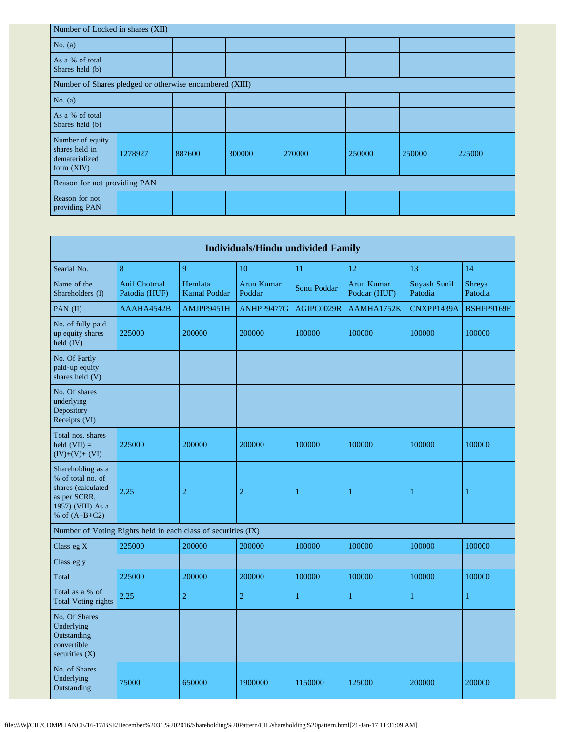| Number of Locked in shares (XII) | | | | | | | |
|---|---|---|---|---|---|---|---|
| No. (a) | | | | | | | |
| As a % of total Shares held (b) | | | | | | | |
| Number of Shares pledged or otherwise encumbered (XIII) | | | | | | | |
| No. (a) | | | | | | | |
| As a % of total Shares held (b) | | | | | | | |
| Number of equity shares held in dematerialized form (XIV) | 1278927 | 887600 | 300000 | 270000 | 250000 | 250000 | 225000 |
| Reason for not providing PAN | | | | | | | |
| Reason for not providing PAN | | | | | | | |

| Individuals/Hindu undivided Family | | | | | | | |
|---|---|---|---|---|---|---|---|
| Searial No. | 8 | 9 | 10 | 11 | 12 | 13 | 14 |
| Name of the Shareholders (I) | Anil Chotmal Patodia (HUF) | Hemlata Kamal Poddar | Arun Kumar Poddar | Sonu Poddar | Arun Kumar Poddar (HUF) | Suyash Sunil Patodia | Shreya Patodia |
| PAN (II) | AAAHA4542B | AMJPP9451H | ANHPP9477G | AGIPC0029R | AAMHA1752K | CNXPP1439A | BSHPP9169F |
| No. of fully paid up equity shares held (IV) | 225000 | 200000 | 200000 | 100000 | 100000 | 100000 | 100000 |
| No. Of Partly paid-up equity shares held (V) | | | | | | | |
| No. Of shares underlying Depository Receipts (VI) | | | | | | | |
| Total nos. shares held (VII) = (IV)+(V)+ (VI) | 225000 | 200000 | 200000 | 100000 | 100000 | 100000 | 100000 |
| Shareholding as a % of total no. of shares (calculated as per SCRR, 1957) (VIII) As a % of (A+B+C2) | 2.25 | 2 | 2 | 1 | 1 | 1 | 1 |
| Number of Voting Rights held in each class of securities (IX) | | | | | | | |
| Class eg:X | 225000 | 200000 | 200000 | 100000 | 100000 | 100000 | 100000 |
| Class eg:y | | | | | | | |
| Total | 225000 | 200000 | 200000 | 100000 | 100000 | 100000 | 100000 |
| Total as a % of Total Voting rights | 2.25 | 2 | 2 | 1 | 1 | 1 | 1 |
| No. Of Shares Underlying Outstanding convertible securities (X) | | | | | | | |
| No. of Shares Underlying Outstanding | 75000 | 650000 | 1900000 | 1150000 | 125000 | 200000 | 200000 |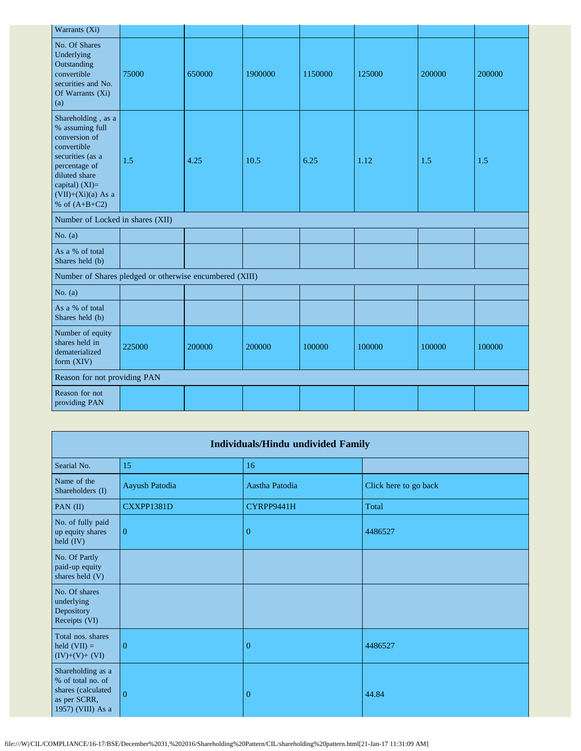| Warrants (Xi) | | | | | | | |
|---|---|---|---|---|---|---|---|
| No. Of Shares Underlying Outstanding convertible securities and No. Of Warrants (Xi) (a) | 75000 | 650000 | 1900000 | 1150000 | 125000 | 200000 | 200000 |
| Shareholding , as a % assuming full conversion of convertible securities (as a percentage of diluted share capital) (XI)= (VII)+(Xi)(a) As a % of (A+B+C2) | 1.5 | 4.25 | 10.5 | 6.25 | 1.12 | 1.5 | 1.5 |
| Number of Locked in shares (XII) | | | | | | | |
| No. (a) | | | | | | | |
| As a % of total Shares held (b) | | | | | | | |
| Number of Shares pledged or otherwise encumbered (XIII) | | | | | | | |
| No. (a) | | | | | | | |
| As a % of total Shares held (b) | | | | | | | |
| Number of equity shares held in dematerialized form (XIV) | 225000 | 200000 | 200000 | 100000 | 100000 | 100000 | 100000 |
| Reason for not providing PAN | | | | | | | |
| Reason for not providing PAN | | | | | | | |

| Individuals/Hindu undivided Family | | | |
|---|---|---|---|
| Searial No. | 15 | 16 | |
| Name of the Shareholders (I) | Aayush Patodia | Aastha Patodia | Click here to go back |
| PAN (II) | CXXPP1381D | CYRPP9441H | Total |
| No. of fully paid up equity shares held (IV) | 0 | 0 | 4486527 |
| No. Of Partly paid-up equity shares held (V) | | | |
| No. Of shares underlying Depository Receipts (VI) | | | |
| Total nos. shares held (VII) = (IV)+(V)+ (VI) | 0 | 0 | 4486527 |
| Shareholding as a % of total no. of shares (calculated as per SCRR, 1957) (VIII) As a | 0 | 0 | 44.84 |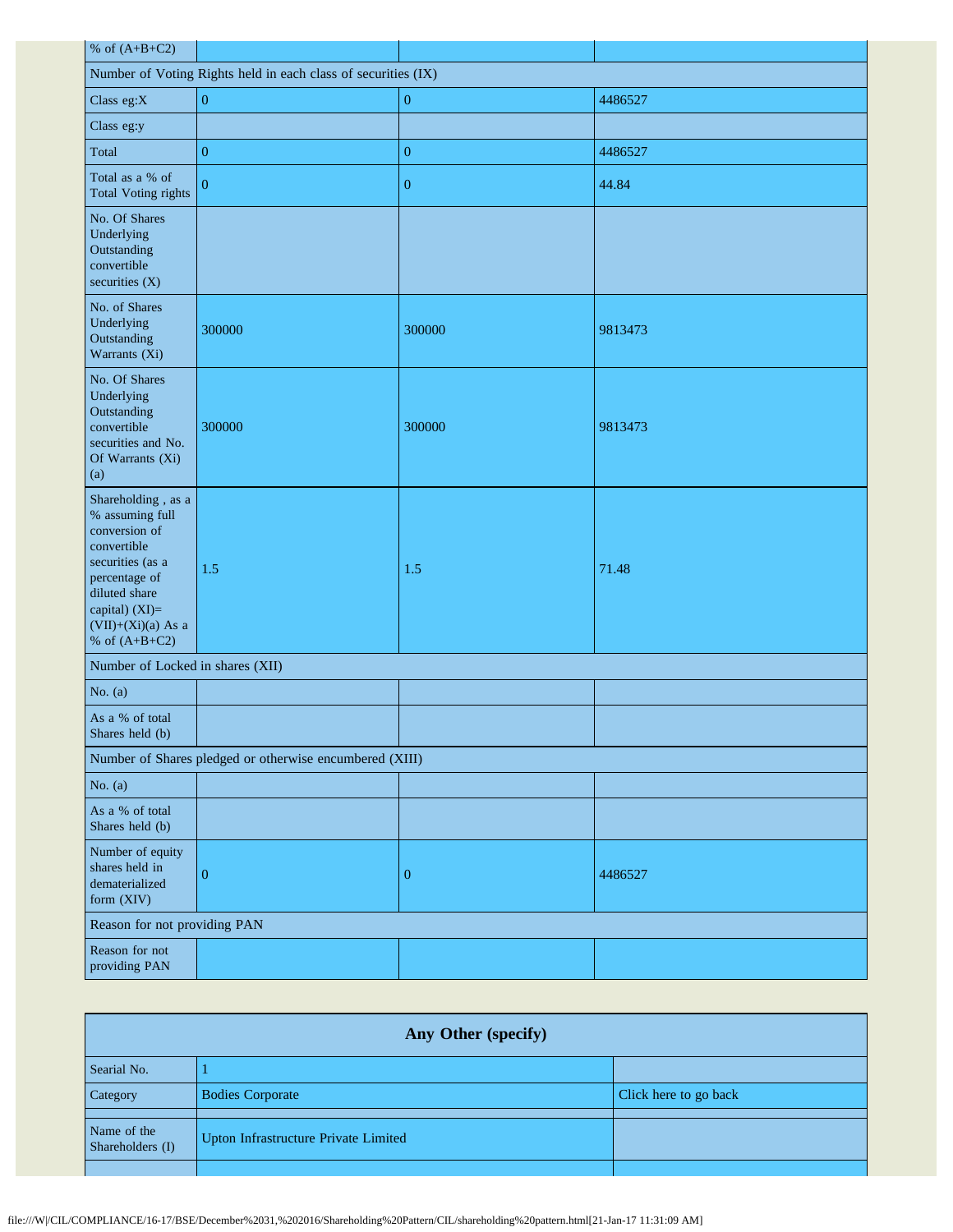| % of (A+B+C2) | | | |
|---|---|---|---|
| Number of Voting Rights held in each class of securities (IX) | | | |
| Class eg:X | 0 | 0 | 4486527 |
| Class eg:y | | | |
| Total | 0 | 0 | 4486527 |
| Total as a % of Total Voting rights | 0 | 0 | 44.84 |
| No. Of Shares Underlying Outstanding convertible securities (X) | | | |
| No. of Shares Underlying Outstanding Warrants (Xi) | 300000 | 300000 | 9813473 |
| No. Of Shares Underlying Outstanding convertible securities and No. Of Warrants (Xi) (a) | 300000 | 300000 | 9813473 |
| Shareholding , as a % assuming full conversion of convertible securities (as a percentage of diluted share capital) (XI)= (VII)+(Xi)(a) As a % of (A+B+C2) | 1.5 | 1.5 | 71.48 |
| Number of Locked in shares (XII) | | | |
| No. (a) | | | |
| As a % of total Shares held (b) | | | |
| Number of Shares pledged or otherwise encumbered (XIII) | | | |
| No. (a) | | | |
| As a % of total Shares held (b) | | | |
| Number of equity shares held in dematerialized form (XIV) | 0 | 0 | 4486527 |
| Reason for not providing PAN | | | |
| Reason for not providing PAN | | | |

| Any Other (specify) | | |
|---|---|---|
| Searial No. | 1 | |
| Category | Bodies Corporate | Click here to go back |
| | | |
| Name of the Shareholders (I) | Upton Infrastructure Private Limited | |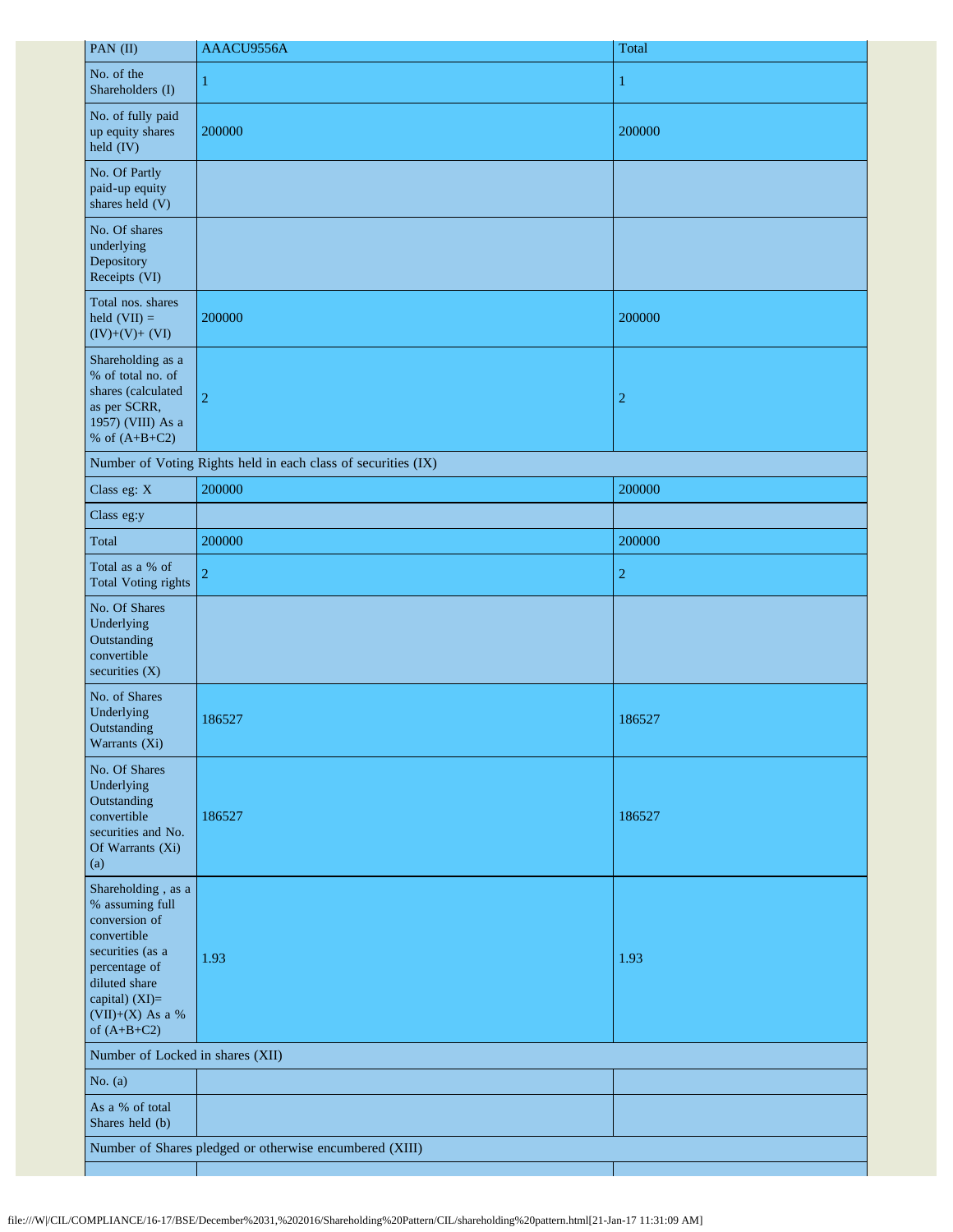| PAN (II) | AAACU9556A | Total |
|---|---|---|
| No. of the Shareholders (I) | 1 | 1 |
| No. of fully paid up equity shares held (IV) | 200000 | 200000 |
| No. Of Partly paid-up equity shares held (V) | | |
| No. Of shares underlying Depository Receipts (VI) | | |
| Total nos. shares held (VII) = (IV)+(V)+ (VI) | 200000 | 200000 |
| Shareholding as a % of total no. of shares (calculated as per SCRR, 1957) (VIII) As a % of (A+B+C2) | 2 | 2 |
| Number of Voting Rights held in each class of securities (IX) | | |
| Class eg: X | 200000 | 200000 |
| Class eg:y | | |
| Total | 200000 | 200000 |
| Total as a % of Total Voting rights | 2 | 2 |
| No. Of Shares Underlying Outstanding convertible securities (X) | | |
| No. of Shares Underlying Outstanding Warrants (Xi) | 186527 | 186527 |
| No. Of Shares Underlying Outstanding convertible securities and No. Of Warrants (Xi) (a) | 186527 | 186527 |
| Shareholding , as a % assuming full conversion of convertible securities (as a percentage of diluted share capital) (XI)= (VII)+(X) As a % of (A+B+C2) | 1.93 | 1.93 |
| Number of Locked in shares (XII) | | |
| No. (a) | | |
| As a % of total Shares held (b) | | |
| Number of Shares pledged or otherwise encumbered (XIII) | | |
| | | |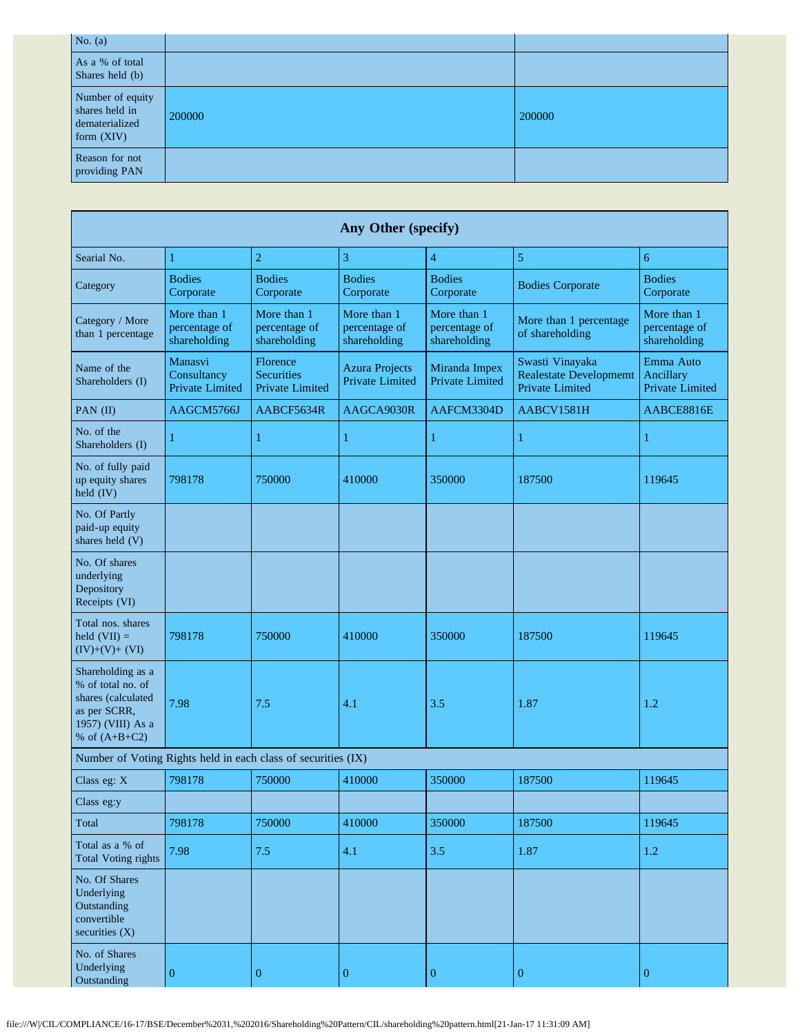| | | |
|---|---|---|
| No. (a) | | |
| As a % of total Shares held (b) | | |
| Number of equity shares held in dematerialized form (XIV) | 200000 | 200000 |
| Reason for not providing PAN | | |

| Any Other (specify) | | | | | | |
|---|---|---|---|---|---|---|
| Searial No. | 1 | 2 | 3 | 4 | 5 | 6 |
| Category | Bodies Corporate | Bodies Corporate | Bodies Corporate | Bodies Corporate | Bodies Corporate | Bodies Corporate |
| Category / More than 1 percentage | More than 1 percentage of shareholding | More than 1 percentage of shareholding | More than 1 percentage of shareholding | More than 1 percentage of shareholding | More than 1 percentage of shareholding | More than 1 percentage of shareholding |
| Name of the Shareholders (I) | Manasvi Consultancy Private Limited | Florence Securities Private Limited | Azura Projects Private Limited | Miranda Impex Private Limited | Swasti Vinayaka Realestate Developmemt Private Limited | Emma Auto Ancillary Private Limited |
| PAN (II) | AAGCM5766J | AABCF5634R | AAGCA9030R | AAFCM3304D | AABCV1581H | AABCE8816E |
| No. of the Shareholders (I) | 1 | 1 | 1 | 1 | 1 | 1 |
| No. of fully paid up equity shares held (IV) | 798178 | 750000 | 410000 | 350000 | 187500 | 119645 |
| No. Of Partly paid-up equity shares held (V) | | | | | | |
| No. Of shares underlying Depository Receipts (VI) | | | | | | |
| Total nos. shares held (VII) = (IV)+(V)+ (VI) | 798178 | 750000 | 410000 | 350000 | 187500 | 119645 |
| Shareholding as a % of total no. of shares (calculated as per SCRR, 1957) (VIII) As a % of (A+B+C2) | 7.98 | 7.5 | 4.1 | 3.5 | 1.87 | 1.2 |
| Number of Voting Rights held in each class of securities (IX) | | | | | | |
| Class eg: X | 798178 | 750000 | 410000 | 350000 | 187500 | 119645 |
| Class eg:y | | | | | | |
| Total | 798178 | 750000 | 410000 | 350000 | 187500 | 119645 |
| Total as a % of Total Voting rights | 7.98 | 7.5 | 4.1 | 3.5 | 1.87 | 1.2 |
| No. Of Shares Underlying Outstanding convertible securities (X) | | | | | | |
| No. of Shares Underlying Outstanding | 0 | 0 | 0 | 0 | 0 | 0 |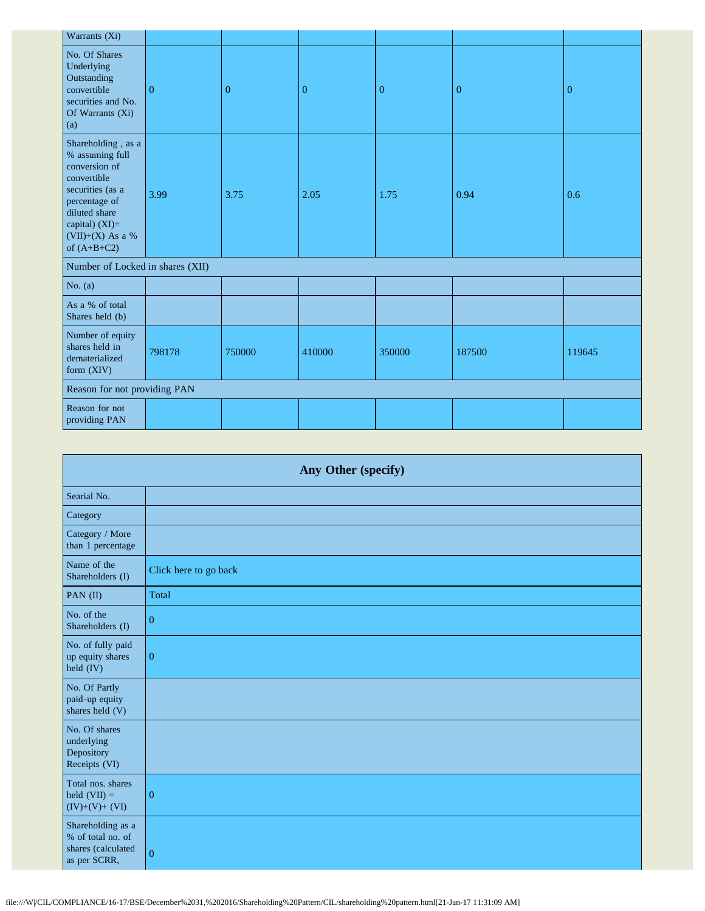| Warrants (Xi) | | | | | | |
|---|---|---|---|---|---|---|
| No. Of Shares Underlying Outstanding convertible securities and No. Of Warrants (Xi) (a) | 0 | 0 | 0 | 0 | 0 | 0 |
| Shareholding , as a % assuming full conversion of convertible securities (as a percentage of diluted share capital) (XI)= (VII)+(X) As a % of (A+B+C2) | 3.99 | 3.75 | 2.05 | 1.75 | 0.94 | 0.6 |
| Number of Locked in shares (XII) | | | | | | |
| No. (a) | | | | | | |
| As a % of total Shares held (b) | | | | | | |
| Number of equity shares held in dematerialized form (XIV) | 798178 | 750000 | 410000 | 350000 | 187500 | 119645 |
| Reason for not providing PAN | | | | | | |
| Reason for not providing PAN | | | | | | |

| Any Other (specify) | |
|---|---|
| Searial No. | |
| Category | |
| Category / More than 1 percentage | |
| Name of the Shareholders (I) | Click here to go back |
| PAN (II) | Total |
| No. of the Shareholders (I) | 0 |
| No. of fully paid up equity shares held (IV) | 0 |
| No. Of Partly paid-up equity shares held (V) | |
| No. Of shares underlying Depository Receipts (VI) | |
| Total nos. shares held (VII) = (IV)+(V)+ (VI) | 0 |
| Shareholding as a % of total no. of shares (calculated as per SCRR, | 0 |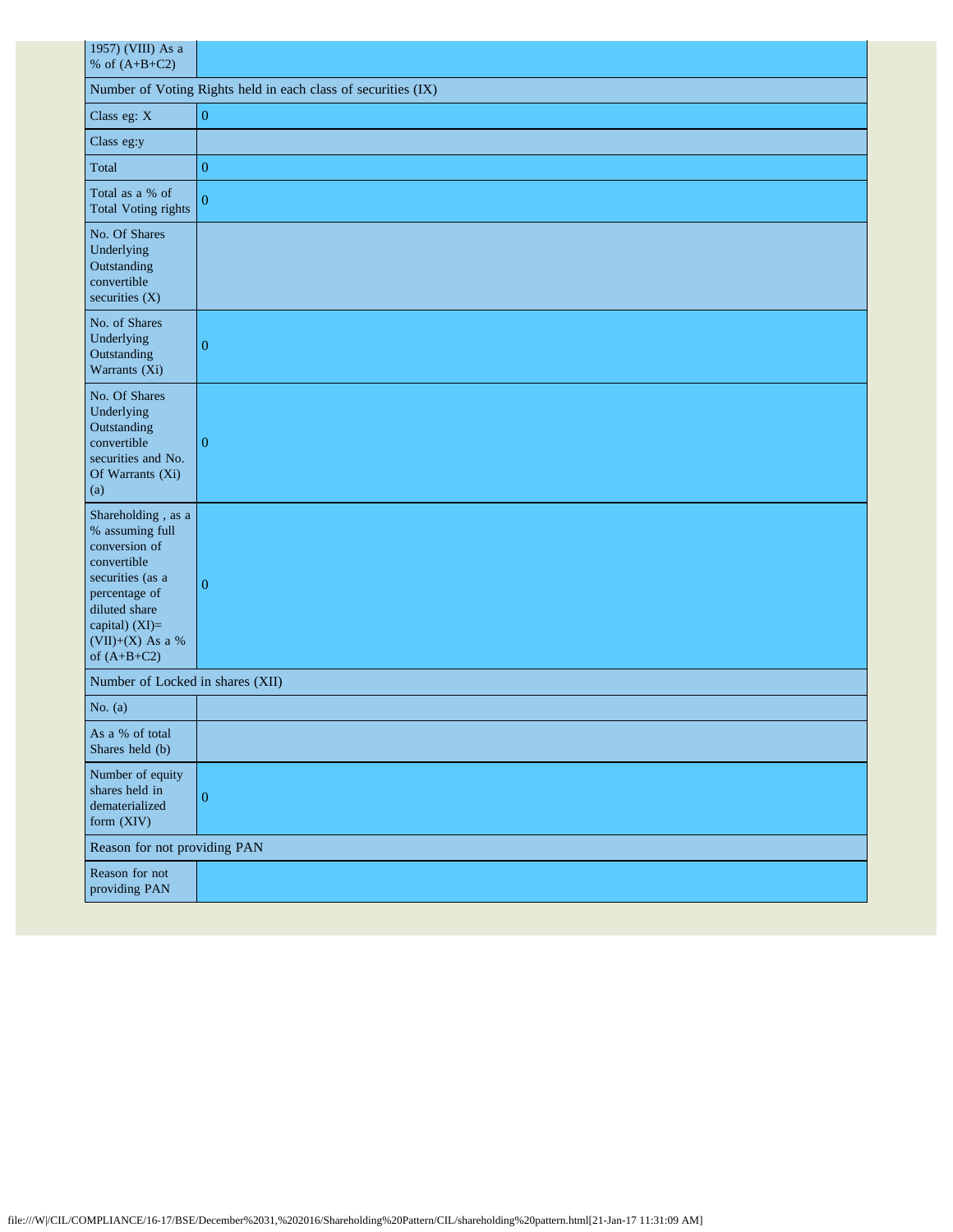| | |
|---|---|
| 1957) (VIII) As a % of (A+B+C2) | |
| Number of Voting Rights held in each class of securities (IX) | |
| Class eg: X | 0 |
| Class eg:y | |
| Total | 0 |
| Total as a % of Total Voting rights | 0 |
| No. Of Shares Underlying Outstanding convertible securities (X) | |
| No. of Shares Underlying Outstanding Warrants (Xi) | 0 |
| No. Of Shares Underlying Outstanding convertible securities and No. Of Warrants (Xi) (a) | 0 |
| Shareholding , as a % assuming full conversion of convertible securities (as a percentage of diluted share capital) (XI)= (VII)+(X) As a % of (A+B+C2) | 0 |
| Number of Locked in shares (XII) | |
| No. (a) | |
| As a % of total Shares held (b) | |
| Number of equity shares held in dematerialized form (XIV) | 0 |
| Reason for not providing PAN | |
| Reason for not providing PAN | |